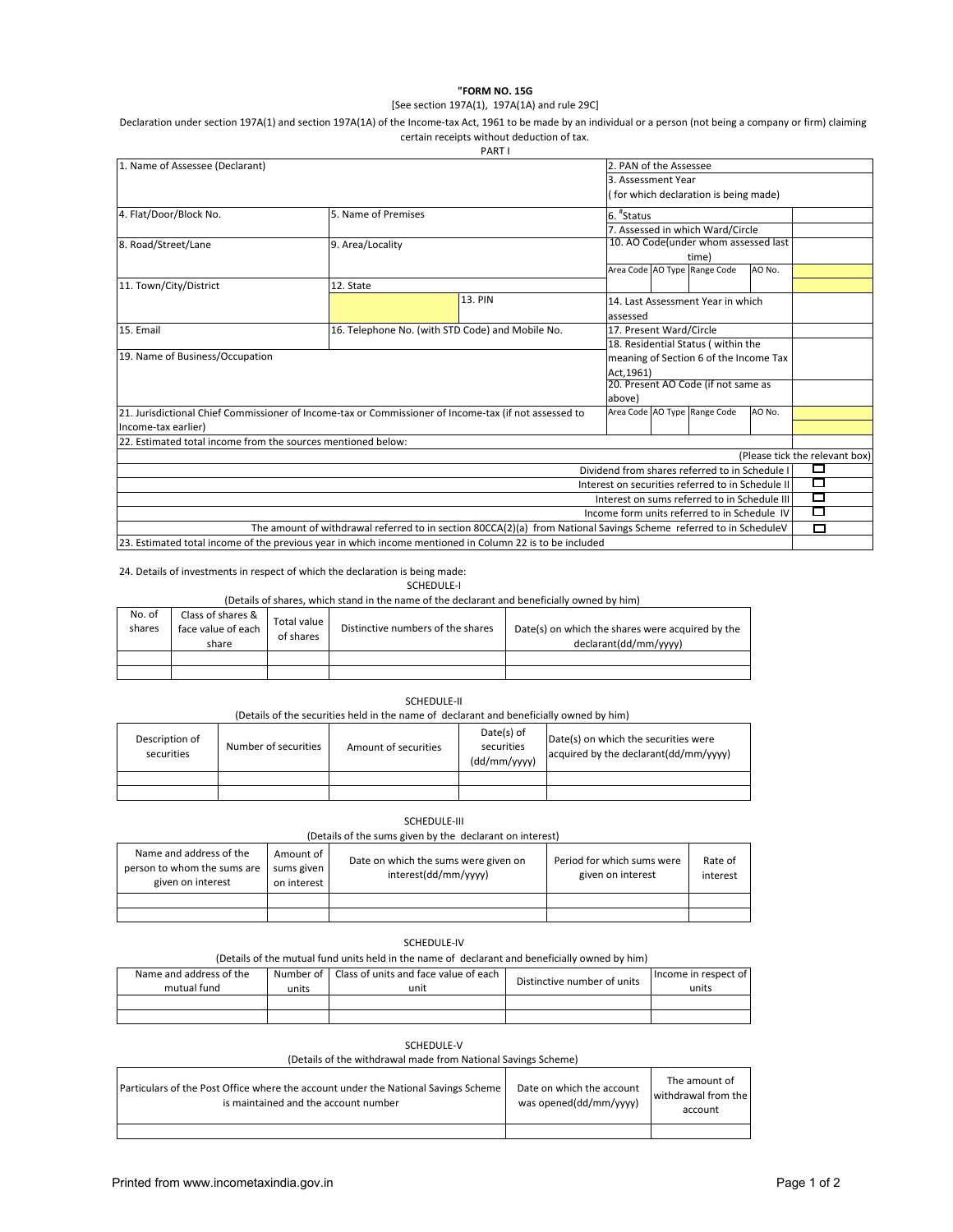**"FORM NO. 15G**

[See section 197A(1), 197A(1A) and rule 29C]

Declaration under section 197A(1) and section 197A(1A) of the Income-tax Act, 1961 to be made by an individual or a person (not being a company or firm) claiming certain receipts without deduction of tax.

PART I

| | | | |
|---|---|---|---|
| 1. Name of Assessee (Declarant) | | 2. PAN of the Assessee | |
| | | 3. Assessment Year ( for which declaration is being made) | |
| 4. Flat/Door/Block No. | 5. Name of Premises | 6. #Status | |
| | | 7. Assessed in which Ward/Circle | |
| 8. Road/Street/Lane | 9. Area/Locality | 10. AO Code(under whom assessed last time) | |
| | | Area Code / AO Type / Range Code / AO No. | |
| 11. Town/City/District | 12. State | | |
| | 13. PIN | 14. Last Assessment Year in which assessed | |
| 15. Email | 16. Telephone No. (with STD Code) and Mobile No. | 17. Present Ward/Circle | |
| 19. Name of Business/Occupation | | 18. Residential Status ( within the meaning of Section 6 of the Income Tax Act,1961) | |
| | | 20. Present AO Code (if not same as above) | |
| 21. Jurisdictional Chief Commissioner of Income-tax or Commissioner of Income-tax (if not assessed to Income-tax earlier) | | Area Code / AO Type / Range Code / AO No. | |
| 22. Estimated total income from the sources mentioned below: | | | |

| | (Please tick the relevant box) |
|---|---|
| Dividend from shares referred to in Schedule I | ☐ |
| Interest on securities referred to in Schedule II | ☐ |
| Interest on sums referred to in Schedule III | ☐ |
| Income form units referred to in Schedule IV | ☐ |
| The amount of withdrawal referred to in section 80CCA(2)(a) from National Savings Scheme referred to in ScheduleV | ☐ |
| 23. Estimated total income of the previous year in which income mentioned in Column 22 is to be included | |

24. Details of investments in respect of which the declaration is being made:

SCHEDULE-I

(Details of shares, which stand in the name of the declarant and beneficially owned by him)

| No. of shares | Class of shares & face value of each share | Total value of shares | Distinctive numbers of the shares | Date(s) on which the shares were acquired by the declarant(dd/mm/yyyy) |
|---|---|---|---|---|
| | | | | |
| | | | | |

SCHEDULE-II

(Details of the securities held in the name of declarant and beneficially owned by him)

| Description of securities | Number of securities | Amount of securities | Date(s) of securities (dd/mm/yyyy) | Date(s) on which the securities were acquired by the declarant(dd/mm/yyyy) |
|---|---|---|---|---|
| | | | | |
| | | | | |

SCHEDULE-III

(Details of the sums given by the declarant on interest)

| Name and address of the person to whom the sums are given on interest | Amount of sums given on interest | Date on which the sums were given on interest(dd/mm/yyyy) | Period for which sums were given on interest | Rate of interest |
|---|---|---|---|---|
| | | | | |
| | | | | |

SCHEDULE-IV

(Details of the mutual fund units held in the name of declarant and beneficially owned by him)

| Name and address of the mutual fund | Number of units | Class of units and face value of each unit | Distinctive number of units | Income in respect of units |
|---|---|---|---|---|
| | | | | |
| | | | | |

SCHEDULE-V

(Details of the withdrawal made from National Savings Scheme)

| Particulars of the Post Office where the account under the National Savings Scheme is maintained and the account number | Date on which the account was opened(dd/mm/yyyy) | The amount of withdrawal from the account |
|---|---|---|
| | | |

Printed from www.incometaxindia.gov.in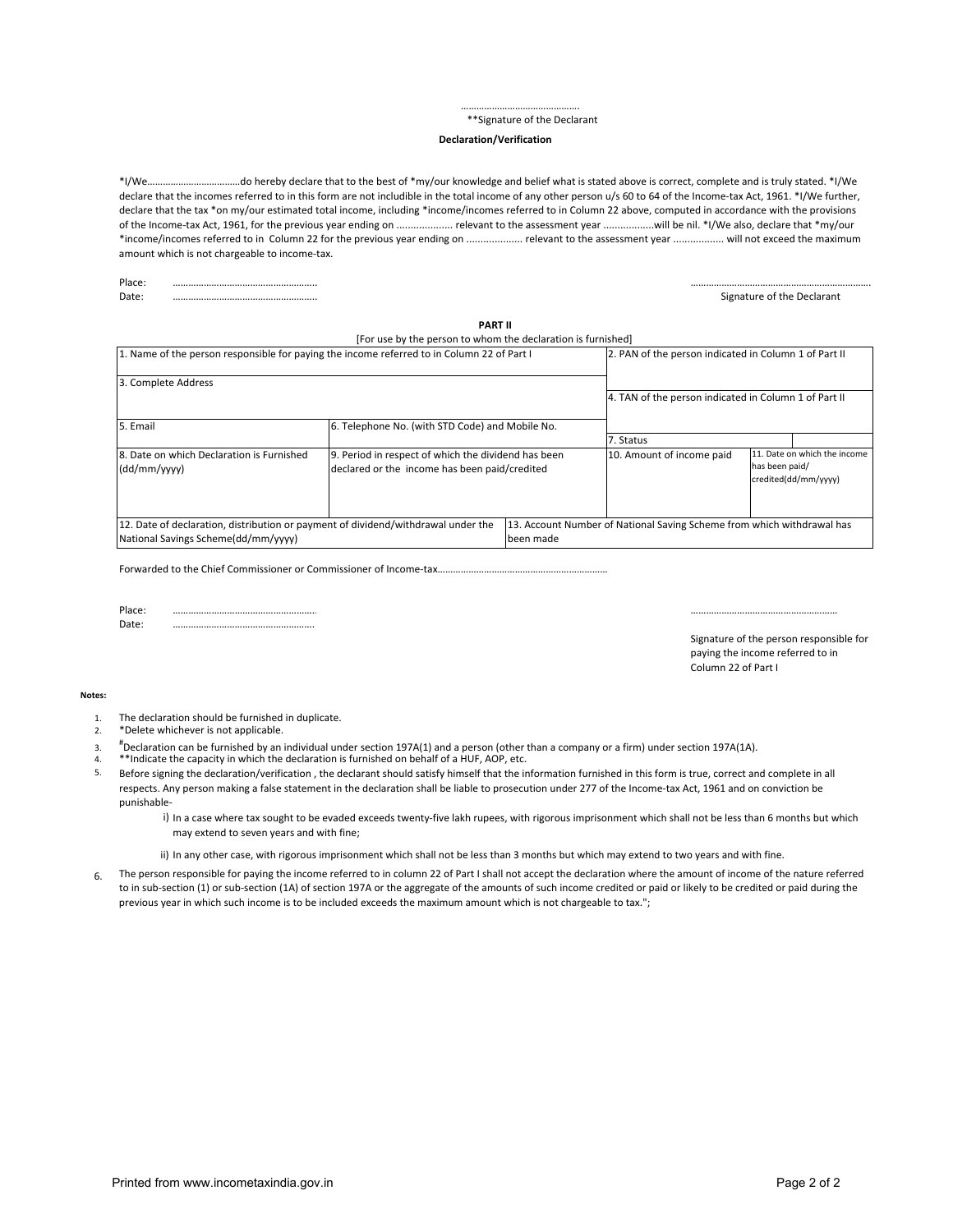………………………………………

**Signature of the Declarant

**Declaration/Verification**

*I/We………………………………do hereby declare that to the best of *my/our knowledge and belief what is stated above is correct, complete and is truly stated. *I/We declare that the incomes referred to in this form are not includible in the total income of any other person u/s 60 to 64 of the Income-tax Act, 1961. *I/We further, declare that the tax *on my/our estimated total income, including *income/incomes referred to in Column 22 above, computed in accordance with the provisions of the Income-tax Act, 1961, for the previous year ending on .................... relevant to the assessment year ..................will be nil. *I/We also, declare that *my/our *income/incomes referred to in Column 22 for the previous year ending on .................... relevant to the assessment year .................. will not exceed the maximum amount which is not chargeable to income-tax.

Place: ………………………………………………

Date: ………………………………………………

……………………………………………………………

Signature of the Declarant

**PART II**

[For use by the person to whom the declaration is furnished]

| | | | | |
|---|---|---|---|---|
| 1. Name of the person responsible for paying the income referred to in Column 22 of Part I | | | 2. PAN of the person indicated in Column 1 of Part II | |
| 3. Complete Address | | | 4. TAN of the person indicated in Column 1 of Part II | |
| 5. Email | 6. Telephone No. (with STD Code) and Mobile No. | | 7. Status | |
| 8. Date on which Declaration is Furnished (dd/mm/yyyy) | 9. Period in respect of which the dividend has been declared or the income has been paid/credited | | 10. Amount of income paid | 11. Date on which the income has been paid/ credited(dd/mm/yyyy) |
| 12. Date of declaration, distribution or payment of dividend/withdrawal under the National Savings Scheme(dd/mm/yyyy) | | 13. Account Number of National Saving Scheme from which withdrawal has been made | | |

Forwarded to the Chief Commissioner or Commissioner of Income-tax………………………………………………………

Place: ………………………………………………

Date: ………………………………………………

…………………………………………………

Signature of the person responsible for paying the income referred to in Column 22 of Part I

**Notes:**

1. The declaration should be furnished in duplicate.
2. *Delete whichever is not applicable.
3. #Declaration can be furnished by an individual under section 197A(1) and a person (other than a company or a firm) under section 197A(1A).
4. **Indicate the capacity in which the declaration is furnished on behalf of a HUF, AOP, etc.
5. Before signing the declaration/verification , the declarant should satisfy himself that the information furnished in this form is true, correct and complete in all respects. Any person making a false statement in the declaration shall be liable to prosecution under 277 of the Income-tax Act, 1961 and on conviction be punishable-
   i) In a case where tax sought to be evaded exceeds twenty-five lakh rupees, with rigorous imprisonment which shall not be less than 6 months but which may extend to seven years and with fine;
   ii) In any other case, with rigorous imprisonment which shall not be less than 3 months but which may extend to two years and with fine.
6. The person responsible for paying the income referred to in column 22 of Part I shall not accept the declaration where the amount of income of the nature referred to in sub-section (1) or sub-section (1A) of section 197A or the aggregate of the amounts of such income credited or paid or likely to be credited or paid during the previous year in which such income is to be included exceeds the maximum amount which is not chargeable to tax.";